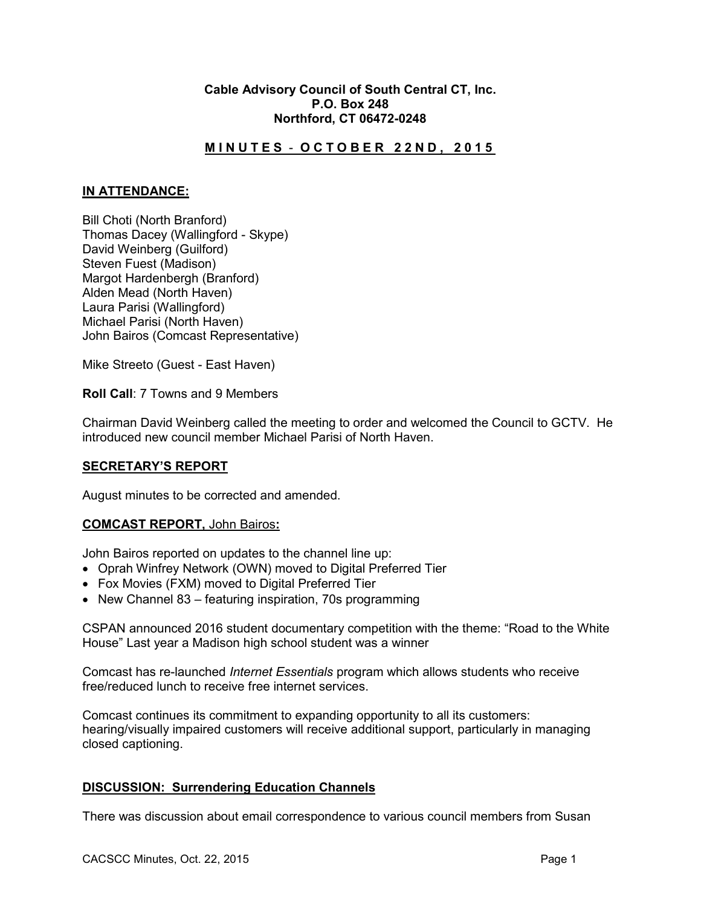**Cable Advisory Council of South Central CT, Inc.**
**P.O. Box 248**
**Northford, CT 06472-0248**

## M I N U T E S - O C T O B E R 2 2 N D , 2 0 1 5

### IN ATTENDANCE:

Bill Choti (North Branford)
Thomas Dacey (Wallingford - Skype)
David Weinberg (Guilford)
Steven Fuest (Madison)
Margot Hardenbergh (Branford)
Alden Mead (North Haven)
Laura Parisi (Wallingford)
Michael Parisi (North Haven)
John Bairos (Comcast Representative)

Mike Streeto (Guest - East Haven)

**Roll Call**: 7 Towns and 9 Members

Chairman David Weinberg called the meeting to order and welcomed the Council to GCTV. He introduced new council member Michael Parisi of North Haven.

### SECRETARY'S REPORT

August minutes to be corrected and amended.

### COMCAST REPORT, John Bairos:

John Bairos reported on updates to the channel line up:

- Oprah Winfrey Network (OWN) moved to Digital Preferred Tier
- Fox Movies (FXM) moved to Digital Preferred Tier
- New Channel 83 – featuring inspiration, 70s programming

CSPAN announced 2016 student documentary competition with the theme: "Road to the White House" Last year a Madison high school student was a winner

Comcast has re-launched *Internet Essentials* program which allows students who receive free/reduced lunch to receive free internet services.

Comcast continues its commitment to expanding opportunity to all its customers: hearing/visually impaired customers will receive additional support, particularly in managing closed captioning.

### DISCUSSION: Surrendering Education Channels

There was discussion about email correspondence to various council members from Susan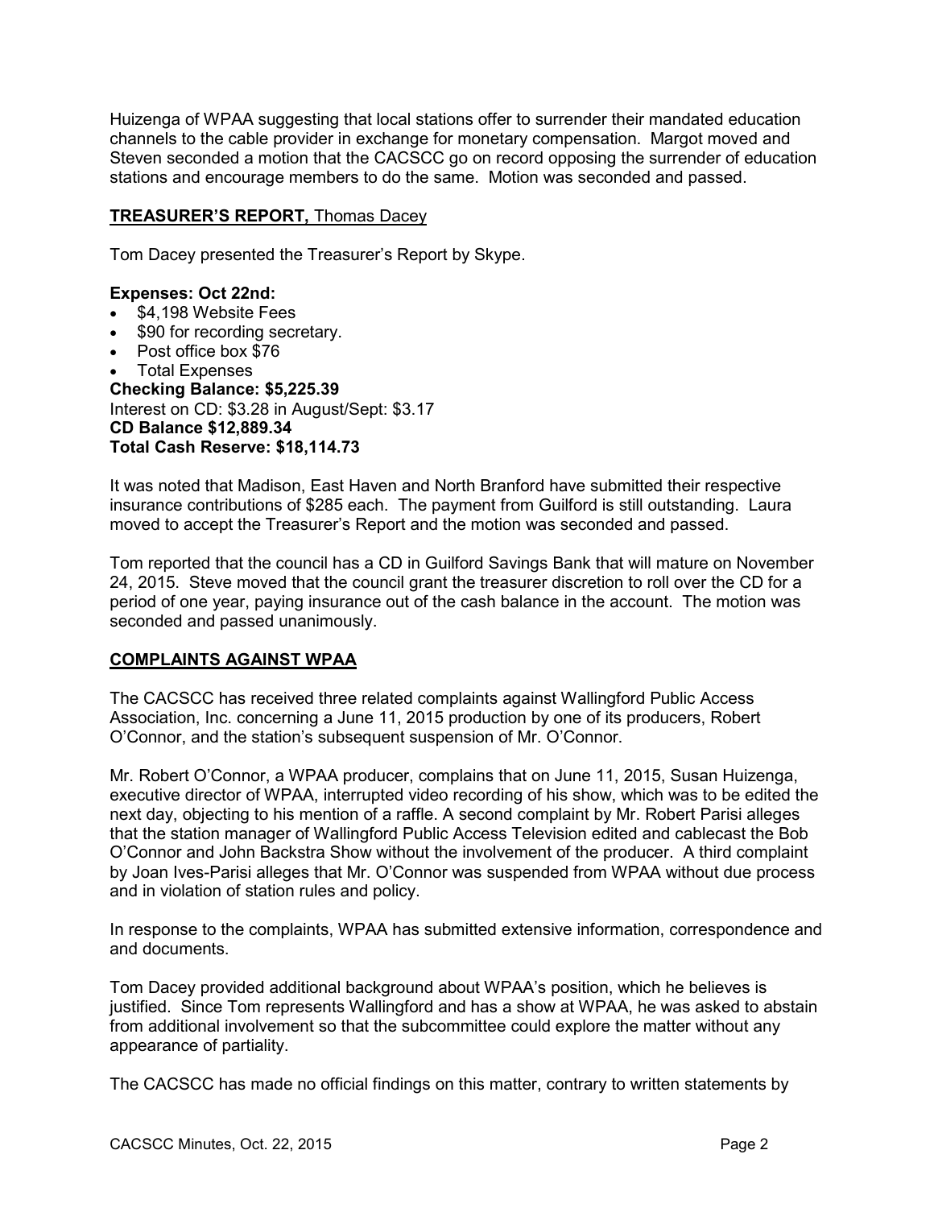Huizenga of WPAA suggesting that local stations offer to surrender their mandated education channels to the cable provider in exchange for monetary compensation. Margot moved and Steven seconded a motion that the CACSCC go on record opposing the surrender of education stations and encourage members to do the same. Motion was seconded and passed.

## TREASURER'S REPORT, Thomas Dacey

Tom Dacey presented the Treasurer's Report by Skype.

**Expenses: Oct 22nd:**

- $4,198 Website Fees
- $90 for recording secretary.
- Post office box $76
- Total Expenses

**Checking Balance: $5,225.39**
Interest on CD: $3.28 in August/Sept: $3.17
**CD Balance $12,889.34**
**Total Cash Reserve: $18,114.73**

It was noted that Madison, East Haven and North Branford have submitted their respective insurance contributions of $285 each. The payment from Guilford is still outstanding. Laura moved to accept the Treasurer's Report and the motion was seconded and passed.

Tom reported that the council has a CD in Guilford Savings Bank that will mature on November 24, 2015. Steve moved that the council grant the treasurer discretion to roll over the CD for a period of one year, paying insurance out of the cash balance in the account. The motion was seconded and passed unanimously.

## COMPLAINTS AGAINST WPAA

The CACSCC has received three related complaints against Wallingford Public Access Association, Inc. concerning a June 11, 2015 production by one of its producers, Robert O'Connor, and the station's subsequent suspension of Mr. O'Connor.

Mr. Robert O'Connor, a WPAA producer, complains that on June 11, 2015, Susan Huizenga, executive director of WPAA, interrupted video recording of his show, which was to be edited the next day, objecting to his mention of a raffle. A second complaint by Mr. Robert Parisi alleges that the station manager of Wallingford Public Access Television edited and cablecast the Bob O'Connor and John Backstra Show without the involvement of the producer. A third complaint by Joan Ives-Parisi alleges that Mr. O'Connor was suspended from WPAA without due process and in violation of station rules and policy.

In response to the complaints, WPAA has submitted extensive information, correspondence and and documents.

Tom Dacey provided additional background about WPAA's position, which he believes is justified. Since Tom represents Wallingford and has a show at WPAA, he was asked to abstain from additional involvement so that the subcommittee could explore the matter without any appearance of partiality.

The CACSCC has made no official findings on this matter, contrary to written statements by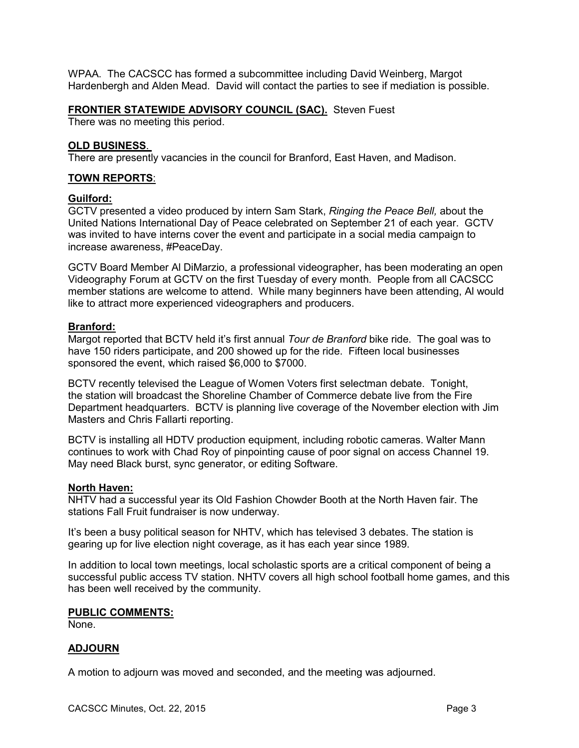WPAA. The CACSCC has formed a subcommittee including David Weinberg, Margot Hardenbergh and Alden Mead. David will contact the parties to see if mediation is possible.

**FRONTIER STATEWIDE ADVISORY COUNCIL (SAC).** Steven Fuest

There was no meeting this period.

**OLD BUSINESS.**

There are presently vacancies in the council for Branford, East Haven, and Madison.

**TOWN REPORTS**:

**Guilford:**

GCTV presented a video produced by intern Sam Stark, *Ringing the Peace Bell,* about the United Nations International Day of Peace celebrated on September 21 of each year. GCTV was invited to have interns cover the event and participate in a social media campaign to increase awareness, #PeaceDay.

GCTV Board Member Al DiMarzio, a professional videographer, has been moderating an open Videography Forum at GCTV on the first Tuesday of every month. People from all CACSCC member stations are welcome to attend. While many beginners have been attending, Al would like to attract more experienced videographers and producers.

**Branford:**

Margot reported that BCTV held it's first annual *Tour de Branford* bike ride. The goal was to have 150 riders participate, and 200 showed up for the ride. Fifteen local businesses sponsored the event, which raised $6,000 to $7000.

BCTV recently televised the League of Women Voters first selectman debate. Tonight, the station will broadcast the Shoreline Chamber of Commerce debate live from the Fire Department headquarters. BCTV is planning live coverage of the November election with Jim Masters and Chris Fallarti reporting.

BCTV is installing all HDTV production equipment, including robotic cameras. Walter Mann continues to work with Chad Roy of pinpointing cause of poor signal on access Channel 19. May need Black burst, sync generator, or editing Software.

**North Haven:**

NHTV had a successful year its Old Fashion Chowder Booth at the North Haven fair. The stations Fall Fruit fundraiser is now underway.

It's been a busy political season for NHTV, which has televised 3 debates. The station is gearing up for live election night coverage, as it has each year since 1989.

In addition to local town meetings, local scholastic sports are a critical component of being a successful public access TV station. NHTV covers all high school football home games, and this has been well received by the community.

**PUBLIC COMMENTS:**

None.

**ADJOURN**

A motion to adjourn was moved and seconded, and the meeting was adjourned.